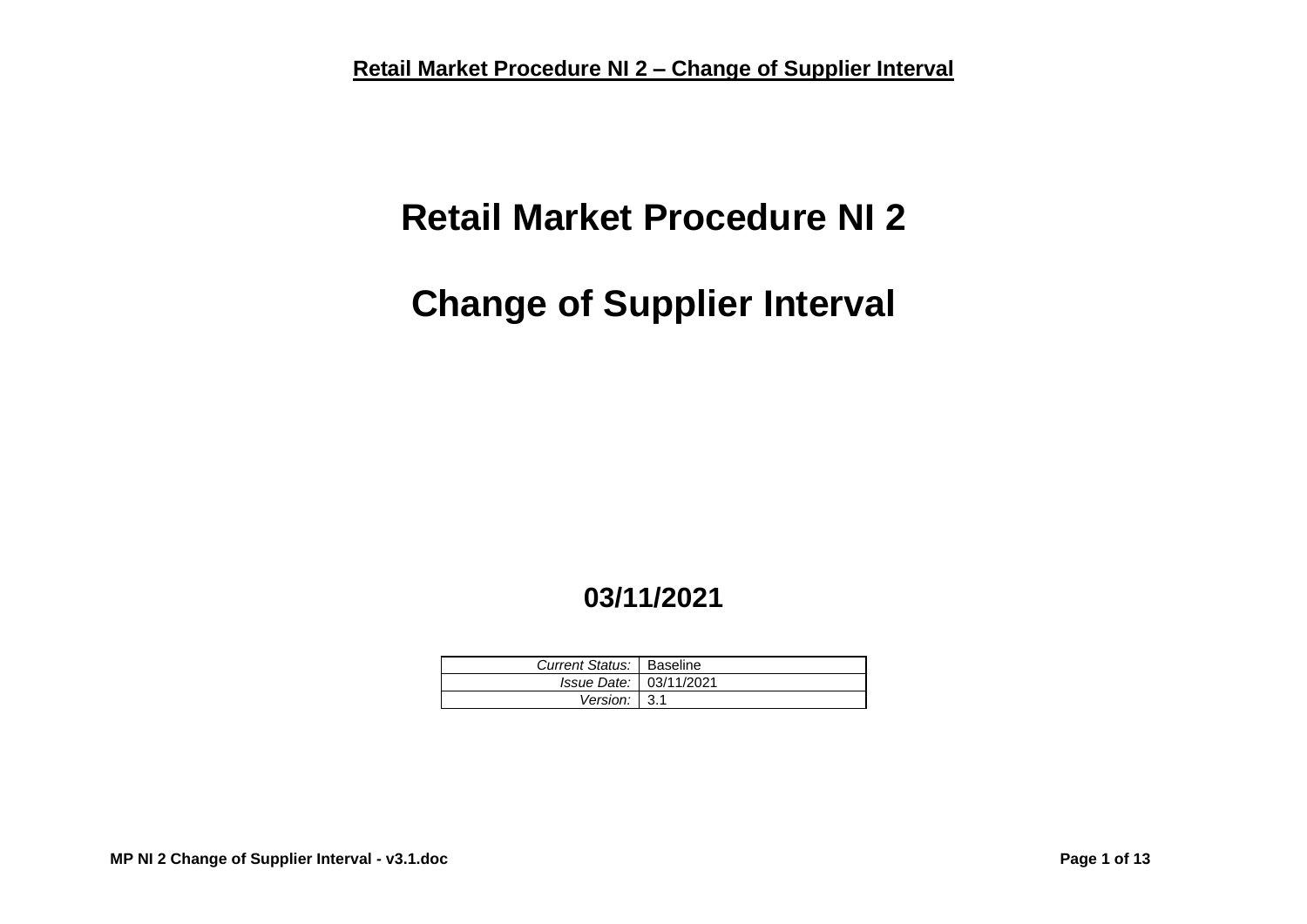# Retail Market Procedure NI 2

# Change of Supplier Interval

**03/11/2021**

| Current Status: | Baseline |
|---|---|
| Issue Date: | 03/11/2021 |
| Version: | 3.1 |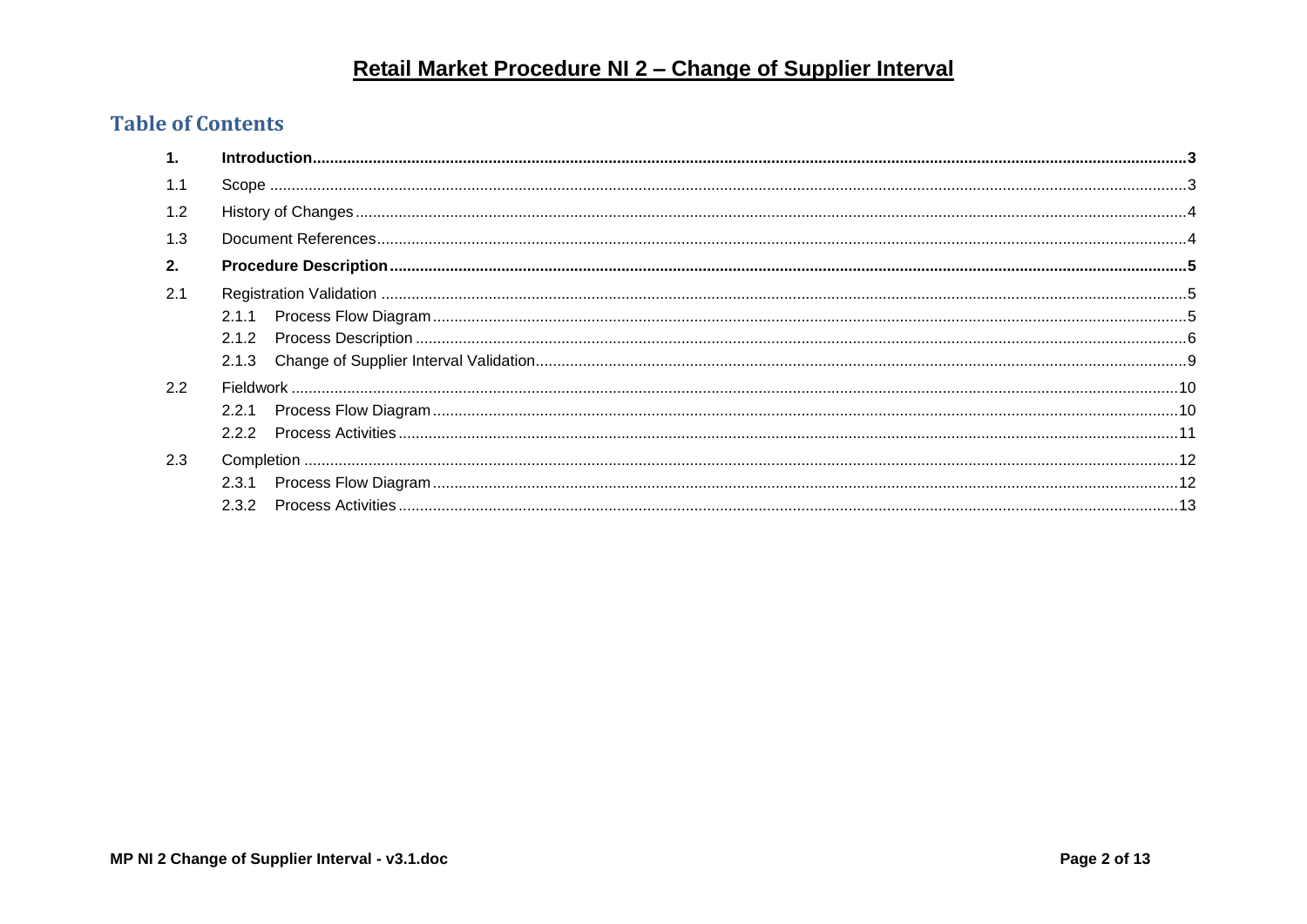# Retail Market Procedure NI 2 – Change of Supplier Interval

## Table of Contents

| | | |
|---|---|---|
| **1.** | **Introduction** | **3** |
| 1.1 | Scope | 3 |
| 1.2 | History of Changes | 4 |
| 1.3 | Document References | 4 |
| **2.** | **Procedure Description** | **5** |
| 2.1 | Registration Validation | 5 |
| | 2.1.1 Process Flow Diagram | 5 |
| | 2.1.2 Process Description | 6 |
| | 2.1.3 Change of Supplier Interval Validation | 9 |
| 2.2 | Fieldwork | 10 |
| | 2.2.1 Process Flow Diagram | 10 |
| | 2.2.2 Process Activities | 11 |
| 2.3 | Completion | 12 |
| | 2.3.1 Process Flow Diagram | 12 |
| | 2.3.2 Process Activities | 13 |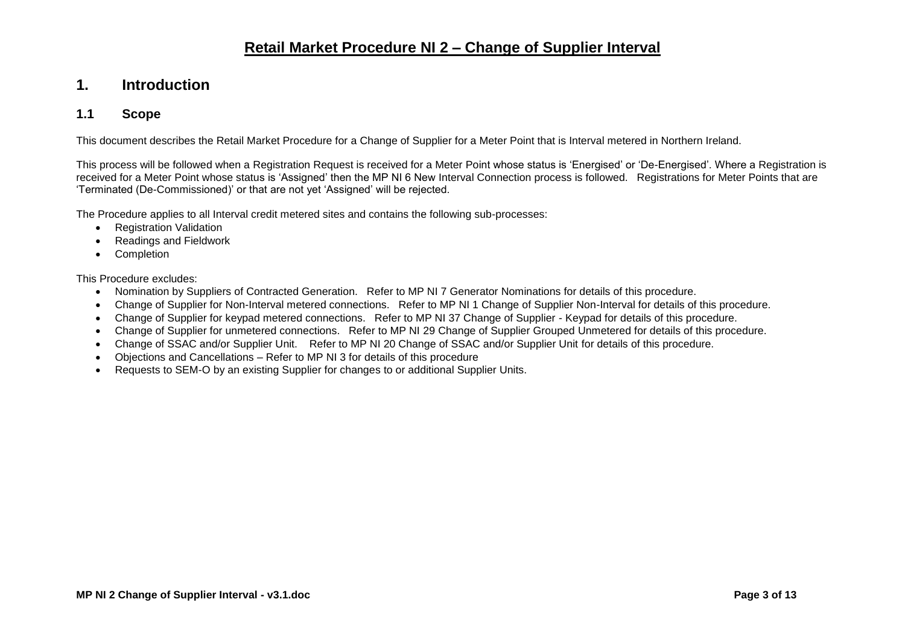# Retail Market Procedure NI 2 – Change of Supplier Interval

## 1. Introduction

### 1.1 Scope

This document describes the Retail Market Procedure for a Change of Supplier for a Meter Point that is Interval metered in Northern Ireland.

This process will be followed when a Registration Request is received for a Meter Point whose status is 'Energised' or 'De-Energised'. Where a Registration is received for a Meter Point whose status is 'Assigned' then the MP NI 6 New Interval Connection process is followed. Registrations for Meter Points that are 'Terminated (De-Commissioned)' or that are not yet 'Assigned' will be rejected.

The Procedure applies to all Interval credit metered sites and contains the following sub-processes:

- Registration Validation
- Readings and Fieldwork
- Completion

This Procedure excludes:

- Nomination by Suppliers of Contracted Generation. Refer to MP NI 7 Generator Nominations for details of this procedure.
- Change of Supplier for Non-Interval metered connections. Refer to MP NI 1 Change of Supplier Non-Interval for details of this procedure.
- Change of Supplier for keypad metered connections. Refer to MP NI 37 Change of Supplier - Keypad for details of this procedure.
- Change of Supplier for unmetered connections. Refer to MP NI 29 Change of Supplier Grouped Unmetered for details of this procedure.
- Change of SSAC and/or Supplier Unit. Refer to MP NI 20 Change of SSAC and/or Supplier Unit for details of this procedure.
- Objections and Cancellations – Refer to MP NI 3 for details of this procedure
- Requests to SEM-O by an existing Supplier for changes to or additional Supplier Units.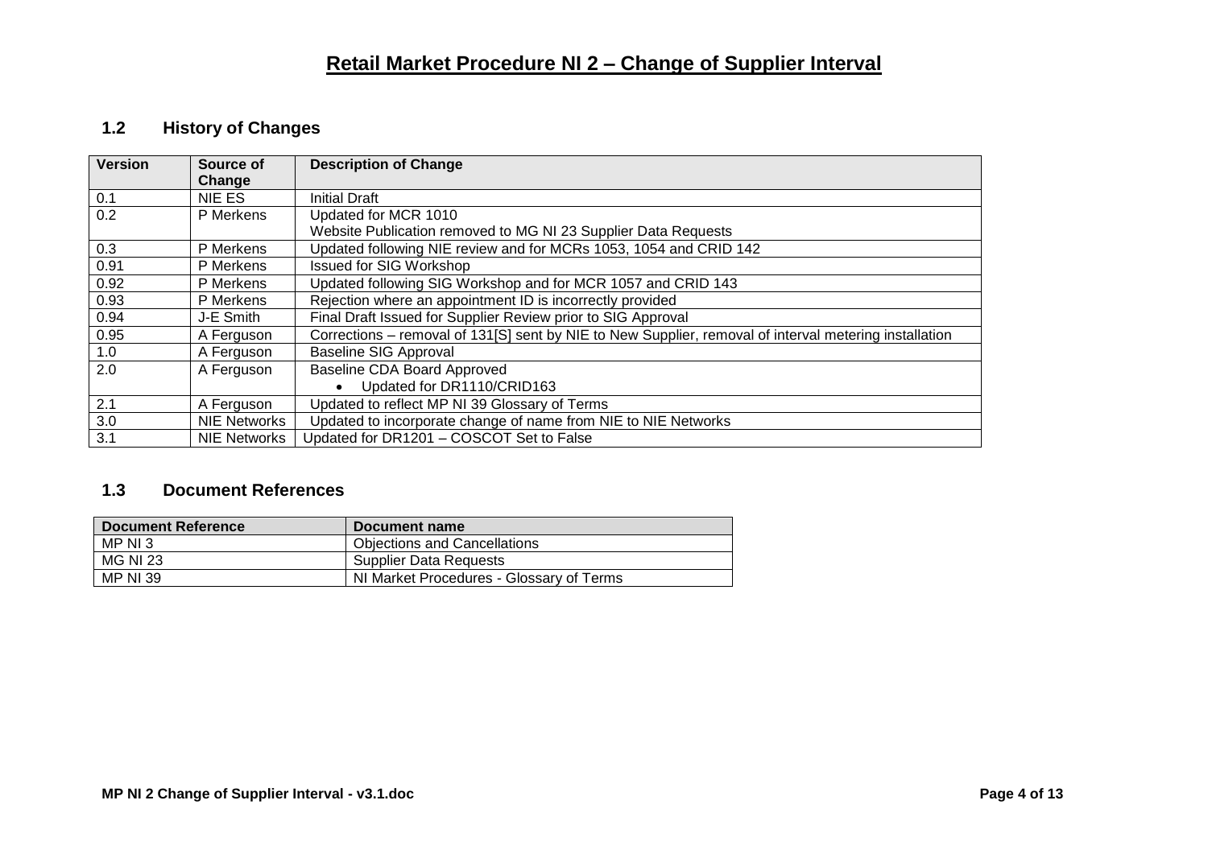# Retail Market Procedure NI 2 – Change of Supplier Interval

## 1.2 History of Changes

| Version | Source of Change | Description of Change |
|---|---|---|
| 0.1 | NIE ES | Initial Draft |
| 0.2 | P Merkens | Updated for MCR 1010<br>Website Publication removed to MG NI 23 Supplier Data Requests |
| 0.3 | P Merkens | Updated following NIE review and for MCRs 1053, 1054 and CRID 142 |
| 0.91 | P Merkens | Issued for SIG Workshop |
| 0.92 | P Merkens | Updated following SIG Workshop and for MCR 1057 and CRID 143 |
| 0.93 | P Merkens | Rejection where an appointment ID is incorrectly provided |
| 0.94 | J-E Smith | Final Draft Issued for Supplier Review prior to SIG Approval |
| 0.95 | A Ferguson | Corrections – removal of 131[S] sent by NIE to New Supplier, removal of interval metering installation |
| 1.0 | A Ferguson | Baseline SIG Approval |
| 2.0 | A Ferguson | Baseline CDA Board Approved<br>• Updated for DR1110/CRID163 |
| 2.1 | A Ferguson | Updated to reflect MP NI 39 Glossary of Terms |
| 3.0 | NIE Networks | Updated to incorporate change of name from NIE to NIE Networks |
| 3.1 | NIE Networks | Updated for DR1201 – COSCOT Set to False |

## 1.3 Document References

| Document Reference | Document name |
|---|---|
| MP NI 3 | Objections and Cancellations |
| MG NI 23 | Supplier Data Requests |
| MP NI 39 | NI Market Procedures - Glossary of Terms |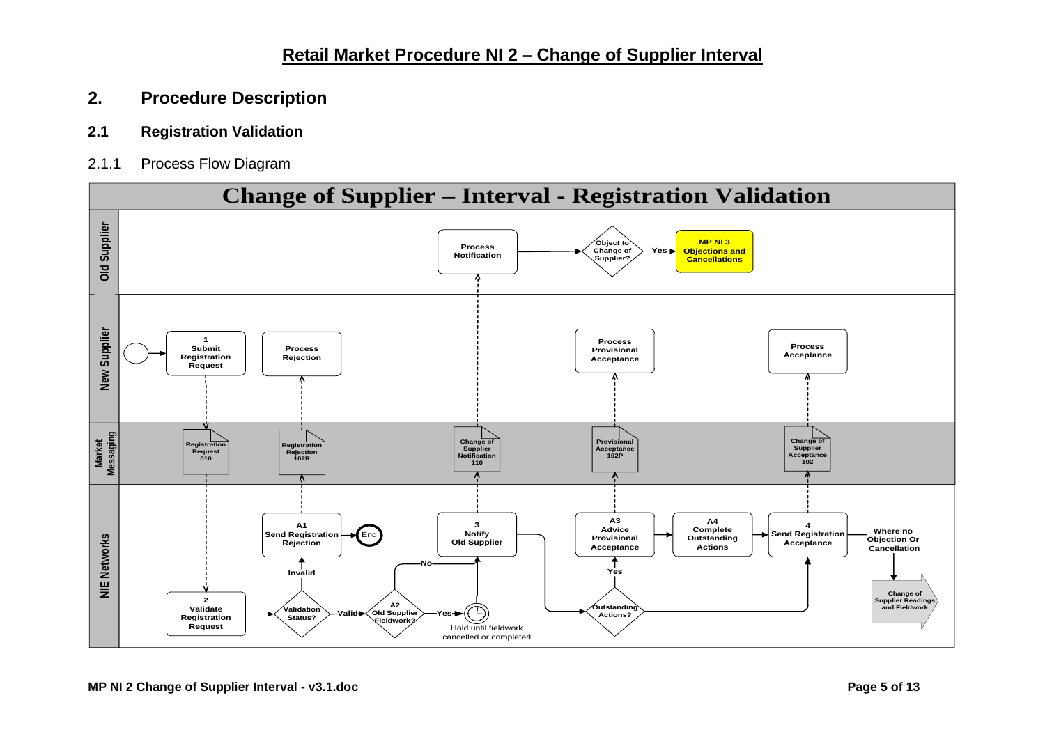# Retail Market Procedure NI 2 – Change of Supplier Interval

## 2. Procedure Description

### 2.1 Registration Validation

2.1.1 Process Flow Diagram

**Change of Supplier – Interval - Registration Validation**

**Old Supplier**
- Process Notification
- Object to Change of Supplier? — Yes → MP NI 3 Objections and Cancellations

**New Supplier**
- 1 Submit Registration Request
- Process Rejection
- Process Provisional Acceptance
- Process Acceptance

**Market Messaging**
- Registration Request 010
- Registration Rejection 102R
- Change of Supplier Notification 110
- Provisional Acceptance 102P
- Change of Supplier Acceptance 102

**NIE Networks**
- 2 Validate Registration Request
- Validation Status? — Invalid → A1 Send Registration Rejection → End
- Validation Status? — Valid → A2 Old Supplier Fieldwork?
- A2 Old Supplier Fieldwork? — No → 3 Notify Old Supplier
- A2 Old Supplier Fieldwork? — Yes → Hold until fieldwork cancelled or completed → 3 Notify Old Supplier
- 3 Notify Old Supplier → Outstanding Actions?
- Outstanding Actions? — Yes → A3 Advice Provisional Acceptance → A4 Complete Outstanding Actions → 4 Send Registration Acceptance
- Outstanding Actions? — No → 4 Send Registration Acceptance
- 4 Send Registration Acceptance — Where no Objection Or Cancellation → Change of Supplier Readings and Fieldwork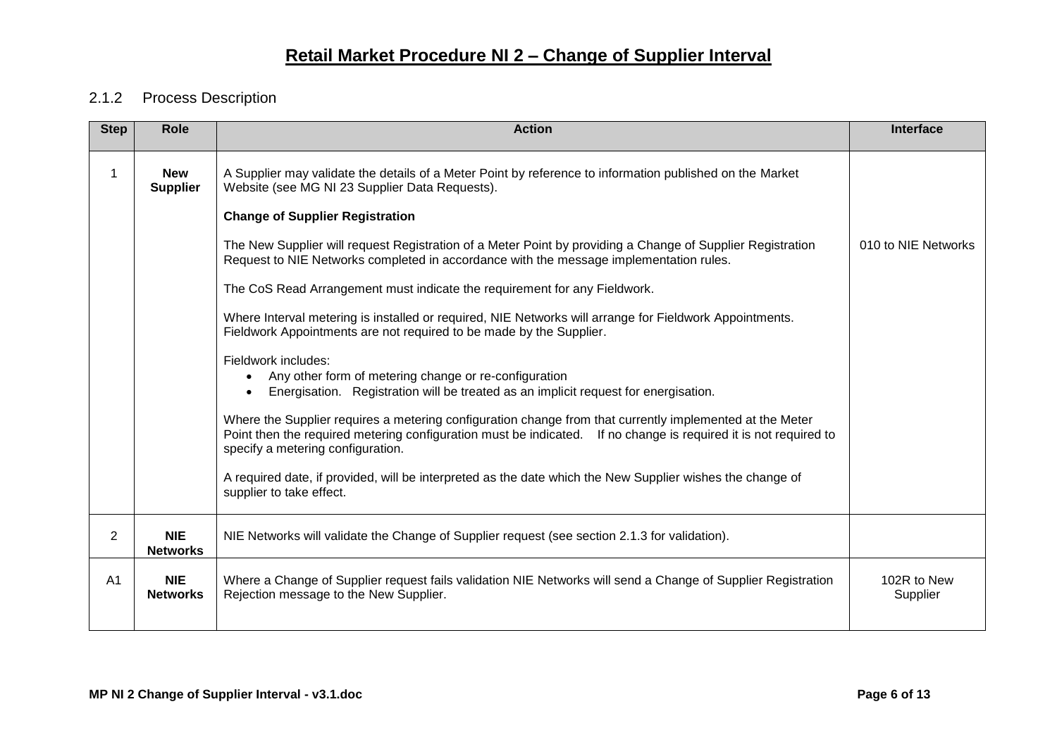# Retail Market Procedure NI 2 – Change of Supplier Interval

## 2.1.2 Process Description

| Step | Role | Action | Interface |
|---|---|---|---|
| 1 | **New Supplier** | A Supplier may validate the details of a Meter Point by reference to information published on the Market Website (see MG NI 23 Supplier Data Requests).<br><br>**Change of Supplier Registration**<br><br>The New Supplier will request Registration of a Meter Point by providing a Change of Supplier Registration Request to NIE Networks completed in accordance with the message implementation rules.<br><br>The CoS Read Arrangement must indicate the requirement for any Fieldwork.<br><br>Where Interval metering is installed or required, NIE Networks will arrange for Fieldwork Appointments. Fieldwork Appointments are not required to be made by the Supplier.<br><br>Fieldwork includes:<br>• Any other form of metering change or re-configuration<br>• Energisation. Registration will be treated as an implicit request for energisation.<br><br>Where the Supplier requires a metering configuration change from that currently implemented at the Meter Point then the required metering configuration must be indicated. If no change is required it is not required to specify a metering configuration.<br><br>A required date, if provided, will be interpreted as the date which the New Supplier wishes the change of supplier to take effect. | 010 to NIE Networks |
| 2 | **NIE Networks** | NIE Networks will validate the Change of Supplier request (see section 2.1.3 for validation). | |
| A1 | **NIE Networks** | Where a Change of Supplier request fails validation NIE Networks will send a Change of Supplier Registration Rejection message to the New Supplier. | 102R to New Supplier |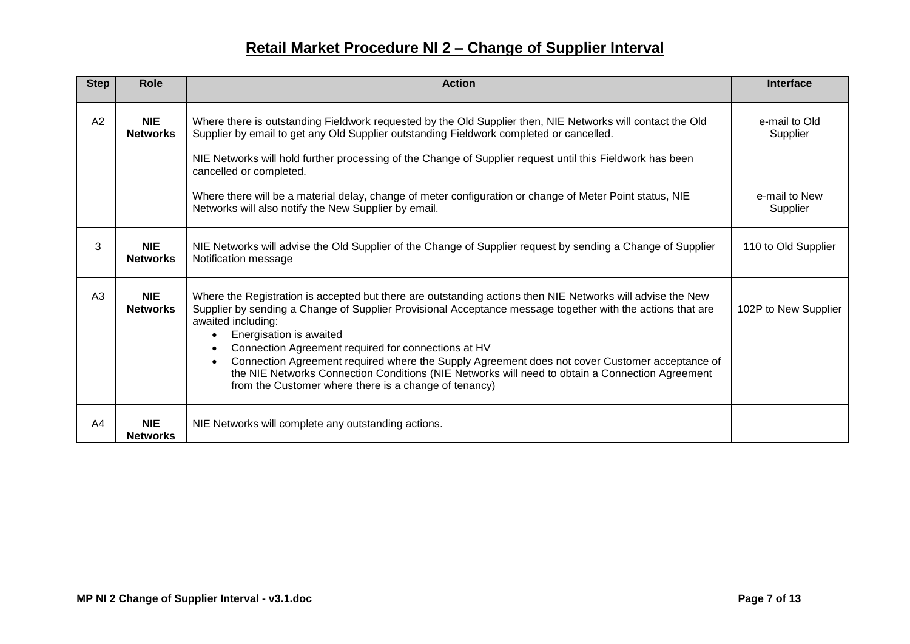# Retail Market Procedure NI 2 – Change of Supplier Interval

| Step | Role | Action | Interface |
|---|---|---|---|
| A2 | **NIE Networks** | Where there is outstanding Fieldwork requested by the Old Supplier then, NIE Networks will contact the Old Supplier by email to get any Old Supplier outstanding Fieldwork completed or cancelled.<br><br>NIE Networks will hold further processing of the Change of Supplier request until this Fieldwork has been cancelled or completed.<br><br>Where there will be a material delay, change of meter configuration or change of Meter Point status, NIE Networks will also notify the New Supplier by email. | e-mail to Old Supplier<br><br>e-mail to New Supplier |
| 3 | **NIE Networks** | NIE Networks will advise the Old Supplier of the Change of Supplier request by sending a Change of Supplier Notification message | 110 to Old Supplier |
| A3 | **NIE Networks** | Where the Registration is accepted but there are outstanding actions then NIE Networks will advise the New Supplier by sending a Change of Supplier Provisional Acceptance message together with the actions that are awaited including:<br>• Energisation is awaited<br>• Connection Agreement required for connections at HV<br>• Connection Agreement required where the Supply Agreement does not cover Customer acceptance of the NIE Networks Connection Conditions (NIE Networks will need to obtain a Connection Agreement from the Customer where there is a change of tenancy) | 102P to New Supplier |
| A4 | **NIE Networks** | NIE Networks will complete any outstanding actions. | |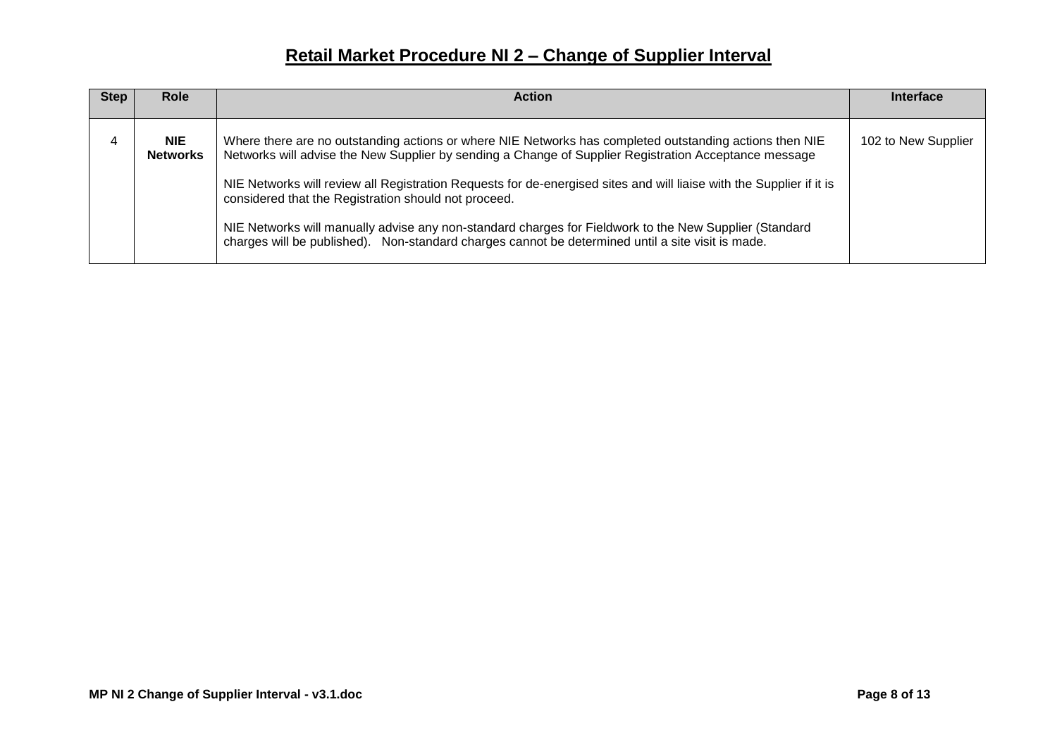# Retail Market Procedure NI 2 – Change of Supplier Interval

| Step | Role | Action | Interface |
|---|---|---|---|
| 4 | **NIE Networks** | Where there are no outstanding actions or where NIE Networks has completed outstanding actions then NIE Networks will advise the New Supplier by sending a Change of Supplier Registration Acceptance message<br><br>NIE Networks will review all Registration Requests for de-energised sites and will liaise with the Supplier if it is considered that the Registration should not proceed.<br><br>NIE Networks will manually advise any non-standard charges for Fieldwork to the New Supplier (Standard charges will be published). Non-standard charges cannot be determined until a site visit is made. | 102 to New Supplier |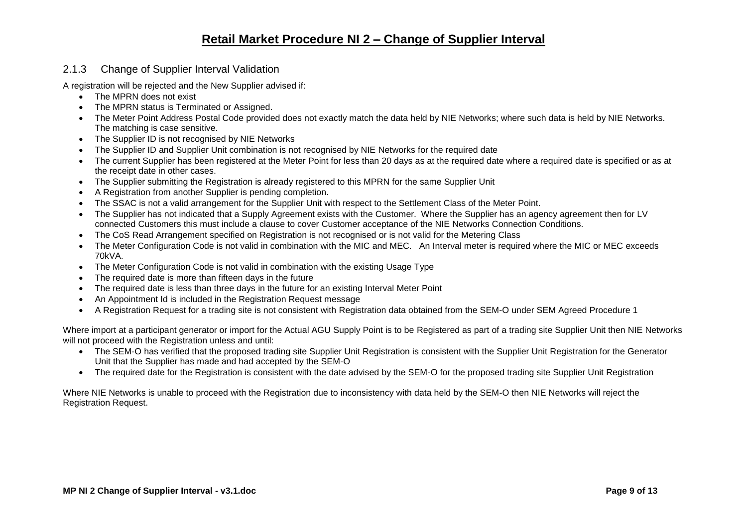### 2.1.3 Change of Supplier Interval Validation

A registration will be rejected and the New Supplier advised if:

- The MPRN does not exist
- The MPRN status is Terminated or Assigned.
- The Meter Point Address Postal Code provided does not exactly match the data held by NIE Networks; where such data is held by NIE Networks. The matching is case sensitive.
- The Supplier ID is not recognised by NIE Networks
- The Supplier ID and Supplier Unit combination is not recognised by NIE Networks for the required date
- The current Supplier has been registered at the Meter Point for less than 20 days as at the required date where a required date is specified or as at the receipt date in other cases.
- The Supplier submitting the Registration is already registered to this MPRN for the same Supplier Unit
- A Registration from another Supplier is pending completion.
- The SSAC is not a valid arrangement for the Supplier Unit with respect to the Settlement Class of the Meter Point.
- The Supplier has not indicated that a Supply Agreement exists with the Customer. Where the Supplier has an agency agreement then for LV connected Customers this must include a clause to cover Customer acceptance of the NIE Networks Connection Conditions.
- The CoS Read Arrangement specified on Registration is not recognised or is not valid for the Metering Class
- The Meter Configuration Code is not valid in combination with the MIC and MEC. An Interval meter is required where the MIC or MEC exceeds 70kVA.
- The Meter Configuration Code is not valid in combination with the existing Usage Type
- The required date is more than fifteen days in the future
- The required date is less than three days in the future for an existing Interval Meter Point
- An Appointment Id is included in the Registration Request message
- A Registration Request for a trading site is not consistent with Registration data obtained from the SEM-O under SEM Agreed Procedure 1

Where import at a participant generator or import for the Actual AGU Supply Point is to be Registered as part of a trading site Supplier Unit then NIE Networks will not proceed with the Registration unless and until:

- The SEM-O has verified that the proposed trading site Supplier Unit Registration is consistent with the Supplier Unit Registration for the Generator Unit that the Supplier has made and had accepted by the SEM-O
- The required date for the Registration is consistent with the date advised by the SEM-O for the proposed trading site Supplier Unit Registration

Where NIE Networks is unable to proceed with the Registration due to inconsistency with data held by the SEM-O then NIE Networks will reject the Registration Request.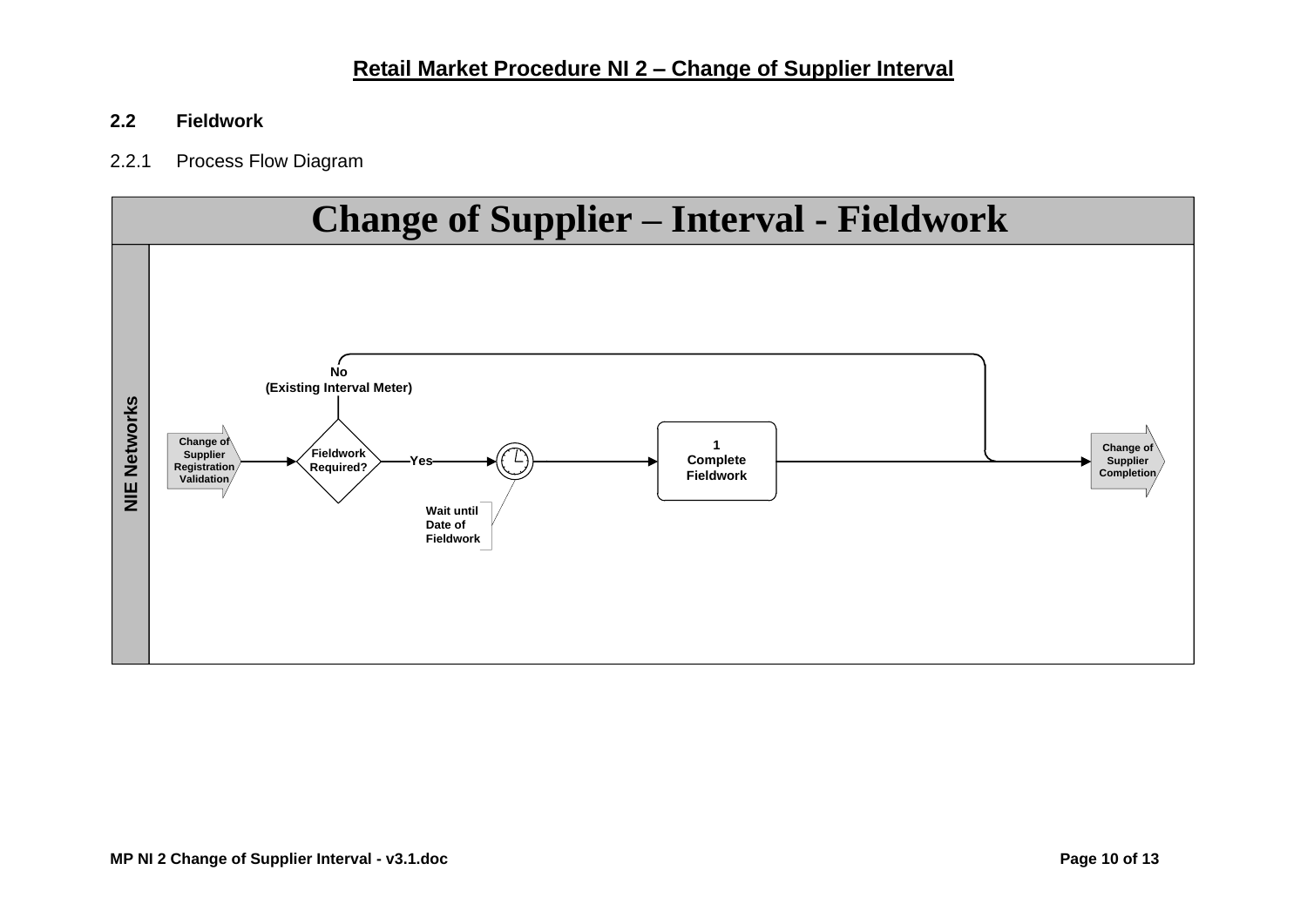## 2.2 Fieldwork

2.2.1 Process Flow Diagram

**Change of Supplier – Interval - Fieldwork**

NIE Networks

Change of Supplier Registration Validation

Fieldwork Required?

No (Existing Interval Meter)

Yes

Wait until Date of Fieldwork

1 Complete Fieldwork

Change of Supplier Completion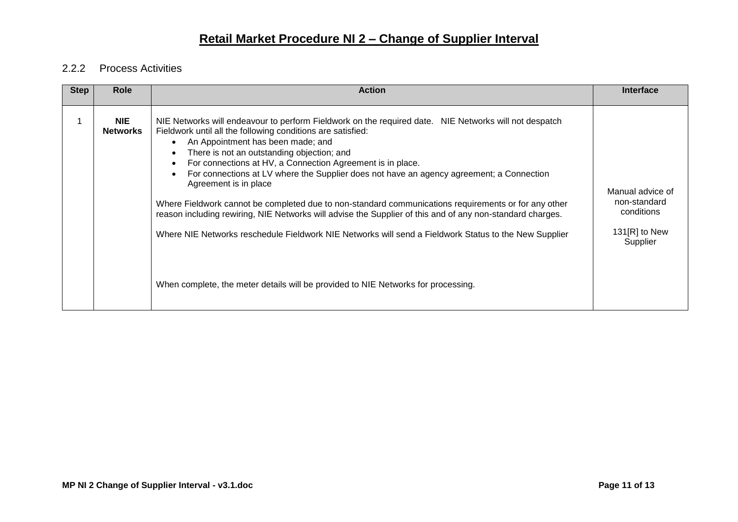# Retail Market Procedure NI 2 – Change of Supplier Interval

### 2.2.2 Process Activities

| Step | Role | Action | Interface |
|---|---|---|---|
| 1 | **NIE Networks** | NIE Networks will endeavour to perform Fieldwork on the required date. NIE Networks will not despatch Fieldwork until all the following conditions are satisfied:<br>• An Appointment has been made; and<br>• There is not an outstanding objection; and<br>• For connections at HV, a Connection Agreement is in place.<br>• For connections at LV where the Supplier does not have an agency agreement; a Connection Agreement is in place<br><br>Where Fieldwork cannot be completed due to non-standard communications requirements or for any other reason including rewiring, NIE Networks will advise the Supplier of this and of any non-standard charges.<br><br>Where NIE Networks reschedule Fieldwork NIE Networks will send a Fieldwork Status to the New Supplier<br><br>When complete, the meter details will be provided to NIE Networks for processing. | Manual advice of non-standard conditions<br><br>131[R] to New Supplier |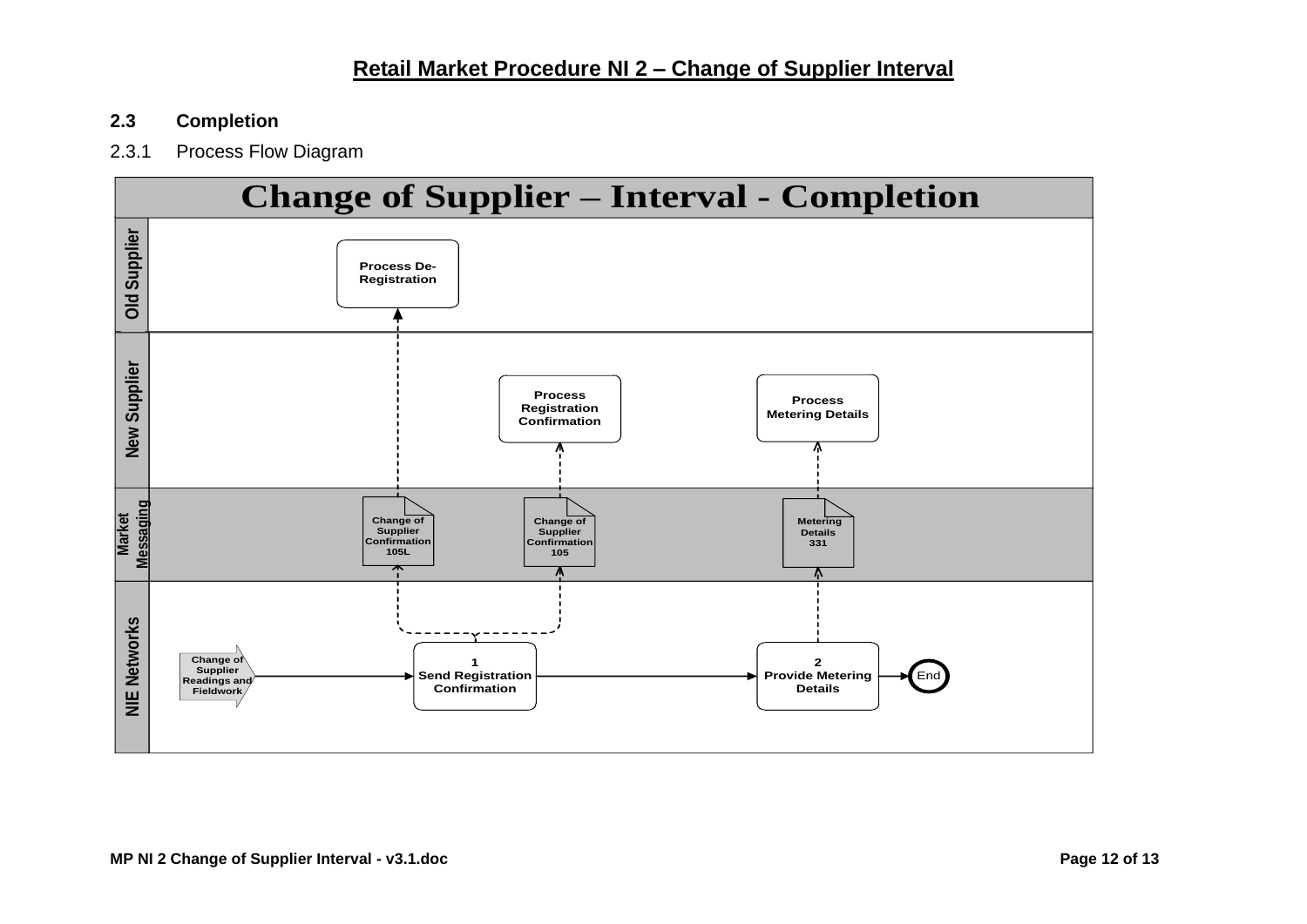## 2.3 Completion

2.3.1 Process Flow Diagram

**Change of Supplier – Interval - Completion**

**Old Supplier**
- Process De-Registration

**New Supplier**
- Process Registration Confirmation
- Process Metering Details

**Market Messaging**
- Change of Supplier Confirmation 105L
- Change of Supplier Confirmation 105
- Metering Details 331

**NIE Networks**
- Change of Supplier Readings and Fieldwork
- 1 Send Registration Confirmation
- 2 Provide Metering Details
- End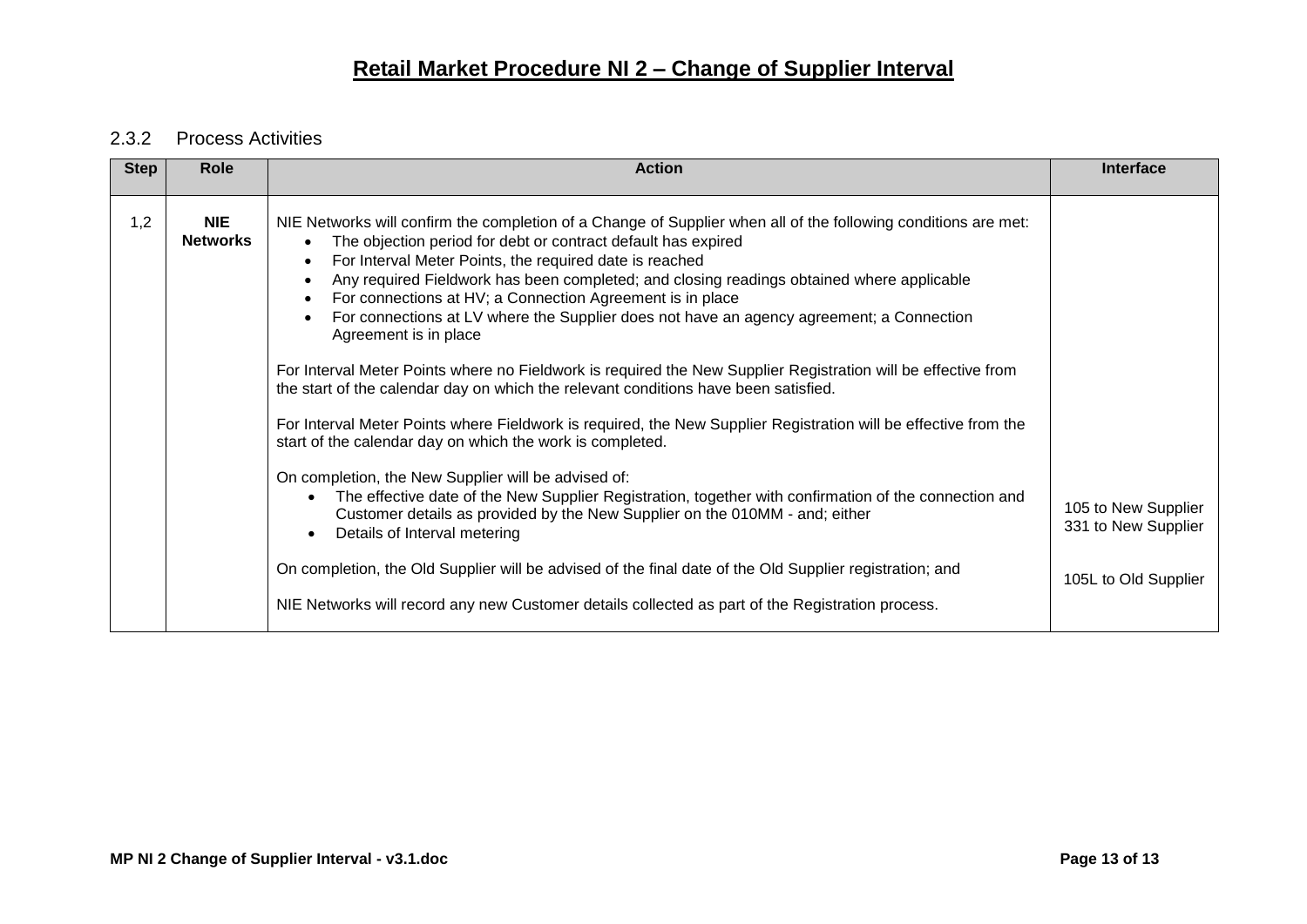## Retail Market Procedure NI 2 – Change of Supplier Interval

### 2.3.2 Process Activities

| Step | Role | Action | Interface |
|---|---|---|---|
| 1,2 | **NIE Networks** | NIE Networks will confirm the completion of a Change of Supplier when all of the following conditions are met:<br>• The objection period for debt or contract default has expired<br>• For Interval Meter Points, the required date is reached<br>• Any required Fieldwork has been completed; and closing readings obtained where applicable<br>• For connections at HV; a Connection Agreement is in place<br>• For connections at LV where the Supplier does not have an agency agreement; a Connection Agreement is in place<br><br>For Interval Meter Points where no Fieldwork is required the New Supplier Registration will be effective from the start of the calendar day on which the relevant conditions have been satisfied.<br><br>For Interval Meter Points where Fieldwork is required, the New Supplier Registration will be effective from the start of the calendar day on which the work is completed.<br><br>On completion, the New Supplier will be advised of:<br>• The effective date of the New Supplier Registration, together with confirmation of the connection and Customer details as provided by the New Supplier on the 010MM - and; either<br>• Details of Interval metering<br><br>On completion, the Old Supplier will be advised of the final date of the Old Supplier registration; and<br><br>NIE Networks will record any new Customer details collected as part of the Registration process. | 105 to New Supplier<br>331 to New Supplier<br><br>105L to Old Supplier |